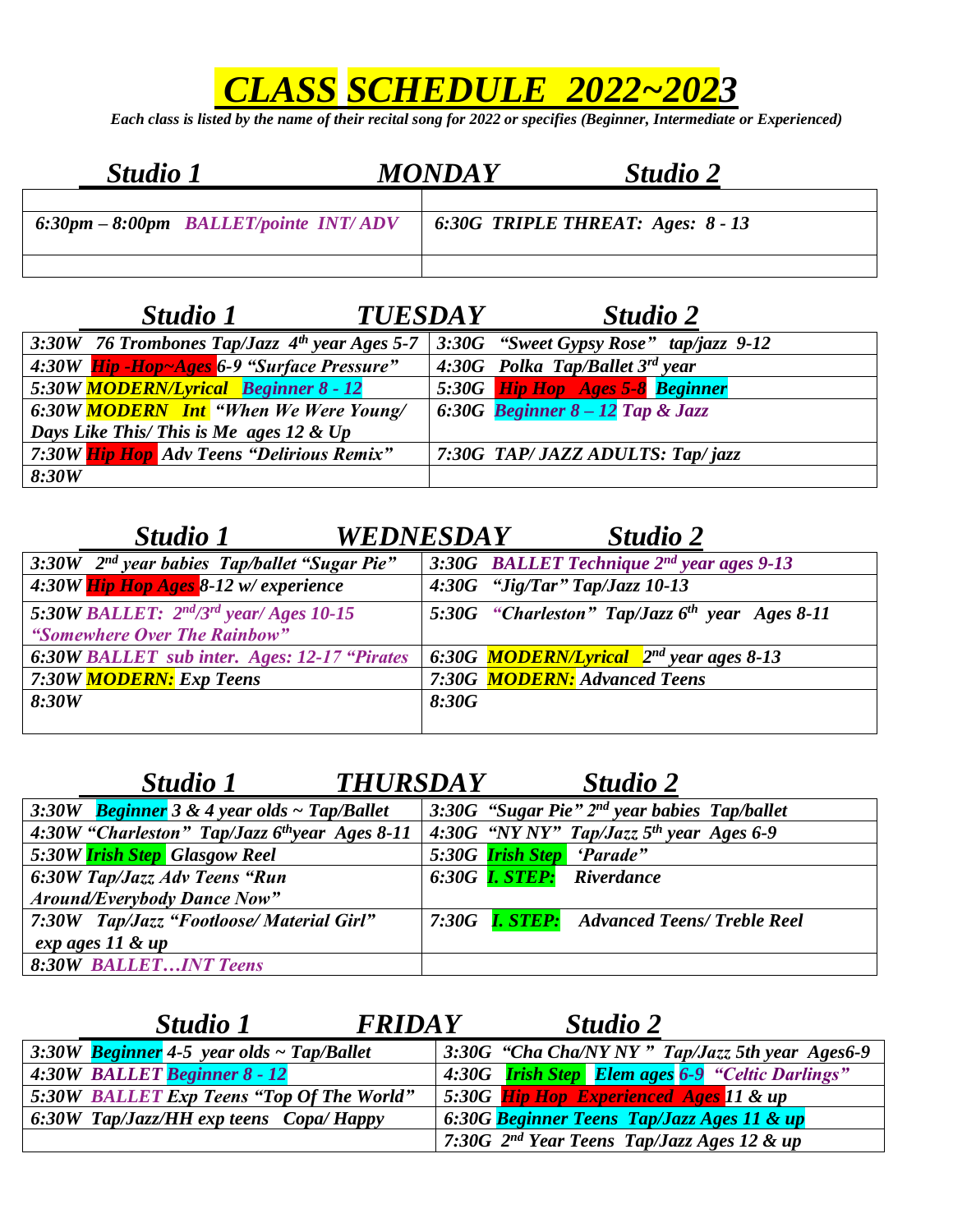# *CLASS SCHEDULE 2022~2023*

***Each class is listed by the name of their recital song for 2022 or specifies (Beginner, Intermediate or Experienced)***

| Studio 1 — MONDAY | Studio 2 |
|---|---|
| | |
| ***6:30pm – 8:00pm BALLET/pointe INT/ ADV*** | ***6:30G TRIPLE THREAT: Ages: 8 - 13*** |
| | |

| Studio 1 — TUESDAY | Studio 2 |
|---|---|
| ***3:30W 76 Trombones Tap/Jazz 4th year Ages 5-7*** | ***3:30G "Sweet Gypsy Rose" tap/jazz 9-12*** |
| ***4:30W Hip -Hop~Ages 6-9 "Surface Pressure"*** | ***4:30G Polka Tap/Ballet 3rd year*** |
| ***5:30W MODERN/Lyrical Beginner 8 - 12*** | ***5:30G Hip Hop Ages 5-8 Beginner*** |
| ***6:30W MODERN Int "When We Were Young/ Days Like This/ This is Me ages 12 & Up*** | ***6:30G Beginner 8 – 12 Tap & Jazz*** |
| ***7:30W Hip Hop Adv Teens "Delirious Remix"*** | ***7:30G TAP/ JAZZ ADULTS: Tap/ jazz*** |
| ***8:30W*** | |

| Studio 1 — WEDNESDAY | Studio 2 |
|---|---|
| ***3:30W 2nd year babies Tap/ballet "Sugar Pie"*** | ***3:30G BALLET Technique 2nd year ages 9-13*** |
| ***4:30W Hip Hop Ages 8-12 w/ experience*** | ***4:30G "Jig/Tar" Tap/Jazz 10-13*** |
| ***5:30W BALLET: 2nd/3rd year/ Ages 10-15 "Somewhere Over The Rainbow"*** | ***5:30G "Charleston" Tap/Jazz 6th year Ages 8-11*** |
| ***6:30W BALLET sub inter. Ages: 12-17 "Pirates*** | ***6:30G MODERN/Lyrical 2nd year ages 8-13*** |
| ***7:30W MODERN: Exp Teens*** | ***7:30G MODERN: Advanced Teens*** |
| ***8:30W*** | ***8:30G*** |

| Studio 1 — THURSDAY | Studio 2 |
|---|---|
| ***3:30W Beginner 3 & 4 year olds ~ Tap/Ballet*** | ***3:30G "Sugar Pie" 2nd year babies Tap/ballet*** |
| ***4:30W "Charleston" Tap/Jazz 6th year Ages 8-11*** | ***4:30G "NY NY" Tap/Jazz 5th year Ages 6-9*** |
| ***5:30W Irish Step Glasgow Reel*** | ***5:30G Irish Step 'Parade"*** |
| ***6:30W Tap/Jazz Adv Teens "Run Around/Everybody Dance Now"*** | ***6:30G I. STEP: Riverdance*** |
| ***7:30W Tap/Jazz "Footloose/ Material Girl" exp ages 11 & up*** | ***7:30G I. STEP: Advanced Teens/ Treble Reel*** |
| ***8:30W BALLET…INT Teens*** | |

| Studio 1 — FRIDAY | Studio 2 |
|---|---|
| ***3:30W Beginner 4-5 year olds ~ Tap/Ballet*** | ***3:30G "Cha Cha/NY NY " Tap/Jazz 5th year Ages6-9*** |
| ***4:30W BALLET Beginner 8 - 12*** | ***4:30G Irish Step Elem ages 6-9 "Celtic Darlings"*** |
| ***5:30W BALLET Exp Teens "Top Of The World"*** | ***5:30G Hip Hop Experienced Ages 11 & up*** |
| ***6:30W Tap/Jazz/HH exp teens Copa/ Happy*** | ***6:30G Beginner Teens Tap/Jazz Ages 11 & up*** |
| | ***7:30G 2nd Year Teens Tap/Jazz Ages 12 & up*** |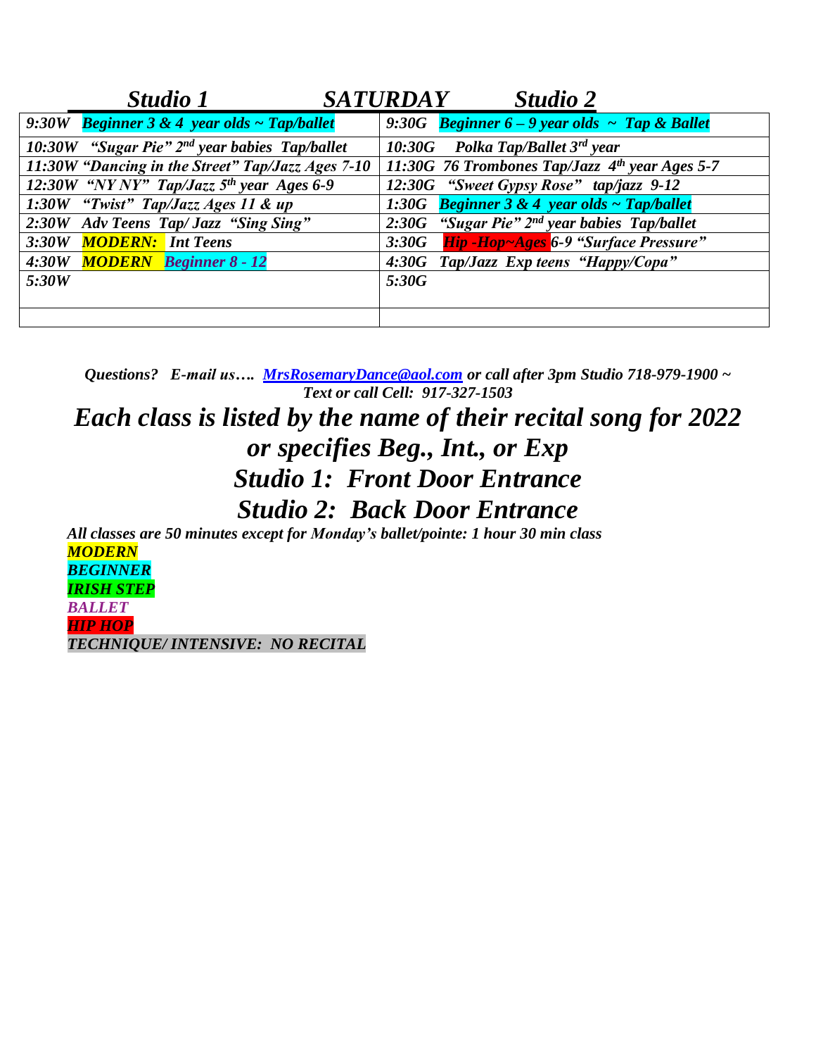| Studio 1 | SATURDAY Studio 2 |
|---|---|
| *9:30W Beginner 3 & 4 year olds ~ Tap/ballet* | *9:30G Beginner 6 – 9 year olds ~ Tap & Ballet* |
| *10:30W "Sugar Pie" 2nd year babies Tap/ballet* | *10:30G Polka Tap/Ballet 3rd year* |
| *11:30W "Dancing in the Street" Tap/Jazz Ages 7-10* | *11:30G 76 Trombones Tap/Jazz 4th year Ages 5-7* |
| *12:30W "NY NY" Tap/Jazz 5th year Ages 6-9* | *12:30G "Sweet Gypsy Rose" tap/jazz 9-12* |
| *1:30W "Twist" Tap/Jazz Ages 11 & up* | *1:30G Beginner 3 & 4 year olds ~ Tap/ballet* |
| *2:30W Adv Teens Tap/ Jazz "Sing Sing"* | *2:30G "Sugar Pie" 2nd year babies Tap/ballet* |
| *3:30W MODERN: Int Teens* | *3:30G Hip -Hop~Ages 6-9 "Surface Pressure"* |
| *4:30W MODERN Beginner 8 - 12* | *4:30G Tap/Jazz Exp teens "Happy/Copa"* |
| *5:30W* | *5:30G* |
| | |

***Questions? E-mail us…. MrsRosemaryDance@aol.com or call after 3pm Studio 718-979-1900 ~ Text or call Cell: 917-327-1503***

# *Each class is listed by the name of their recital song for 2022 or specifies Beg., Int., or Exp*

# *Studio 1: Front Door Entrance*

# *Studio 2: Back Door Entrance*

***All classes are 50 minutes except for Monday's ballet/pointe: 1 hour 30 min class***

***MODERN***
***BEGINNER***
***IRISH STEP***
***BALLET***
***HIP HOP***
***TECHNIQUE/ INTENSIVE: NO RECITAL***